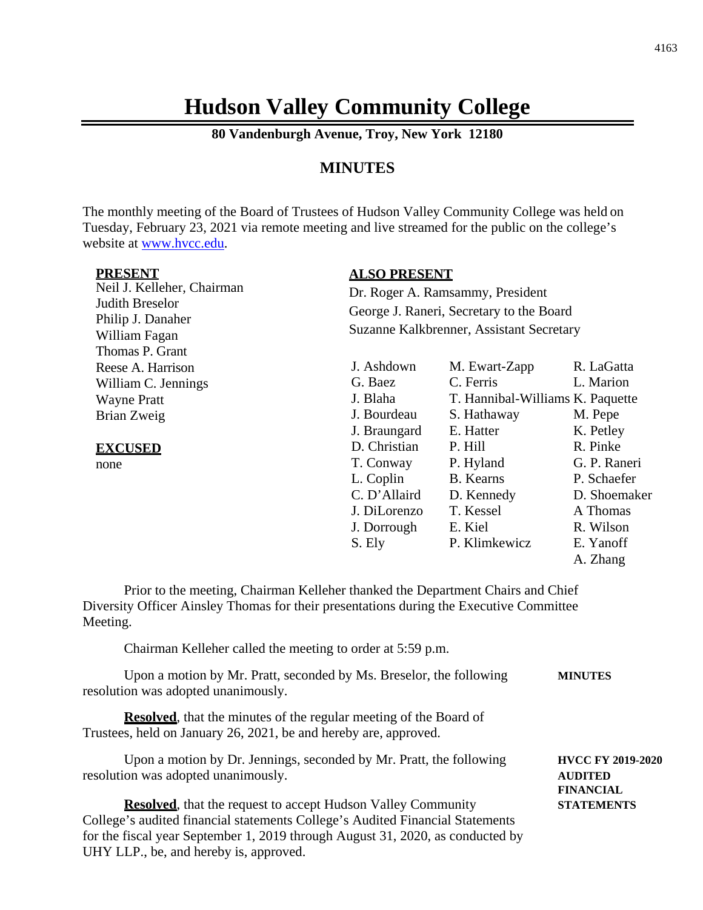# Hudson Valley Community College

**80 Vandenburgh Avenue, Troy, New York 12180**

## MINUTES

The monthly meeting of the Board of Trustees of Hudson Valley Community College was held on Tuesday, February 23, 2021 via remote meeting and live streamed for the public on the college's website at www.hvcc.edu.

**PRESENT**

Neil J. Kelleher, Chairman
Judith Breselor
Philip J. Danaher
William Fagan
Thomas P. Grant
Reese A. Harrison
William C. Jennings
Wayne Pratt
Brian Zweig

**EXCUSED**

none

**ALSO PRESENT**

Dr. Roger A. Ramsammy, President
George J. Raneri, Secretary to the Board
Suzanne Kalkbrenner, Assistant Secretary

| | | |
|---|---|---|
| J. Ashdown | M. Ewart-Zapp | R. LaGatta |
| G. Baez | C. Ferris | L. Marion |
| J. Blaha | T. Hannibal-Williams | K. Paquette |
| J. Bourdeau | S. Hathaway | M. Pepe |
| J. Braungard | E. Hatter | K. Petley |
| D. Christian | P. Hill | R. Pinke |
| T. Conway | P. Hyland | G. P. Raneri |
| L. Coplin | B. Kearns | P. Schaefer |
| C. D'Allaird | D. Kennedy | D. Shoemaker |
| J. DiLorenzo | T. Kessel | A Thomas |
| J. Dorrough | E. Kiel | R. Wilson |
| S. Ely | P. Klimkewicz | E. Yanoff |
| | | A. Zhang |

Prior to the meeting, Chairman Kelleher thanked the Department Chairs and Chief Diversity Officer Ainsley Thomas for their presentations during the Executive Committee Meeting.

Chairman Kelleher called the meeting to order at 5:59 p.m.

**MINUTES**

Upon a motion by Mr. Pratt, seconded by Ms. Breselor, the following resolution was adopted unanimously.

**Resolved**, that the minutes of the regular meeting of the Board of Trustees, held on January 26, 2021, be and hereby are, approved.

**HVCC FY 2019-2020 AUDITED FINANCIAL STATEMENTS**

Upon a motion by Dr. Jennings, seconded by Mr. Pratt, the following resolution was adopted unanimously.

**Resolved**, that the request to accept Hudson Valley Community College's audited financial statements College's Audited Financial Statements for the fiscal year September 1, 2019 through August 31, 2020, as conducted by UHY LLP., be, and hereby is, approved.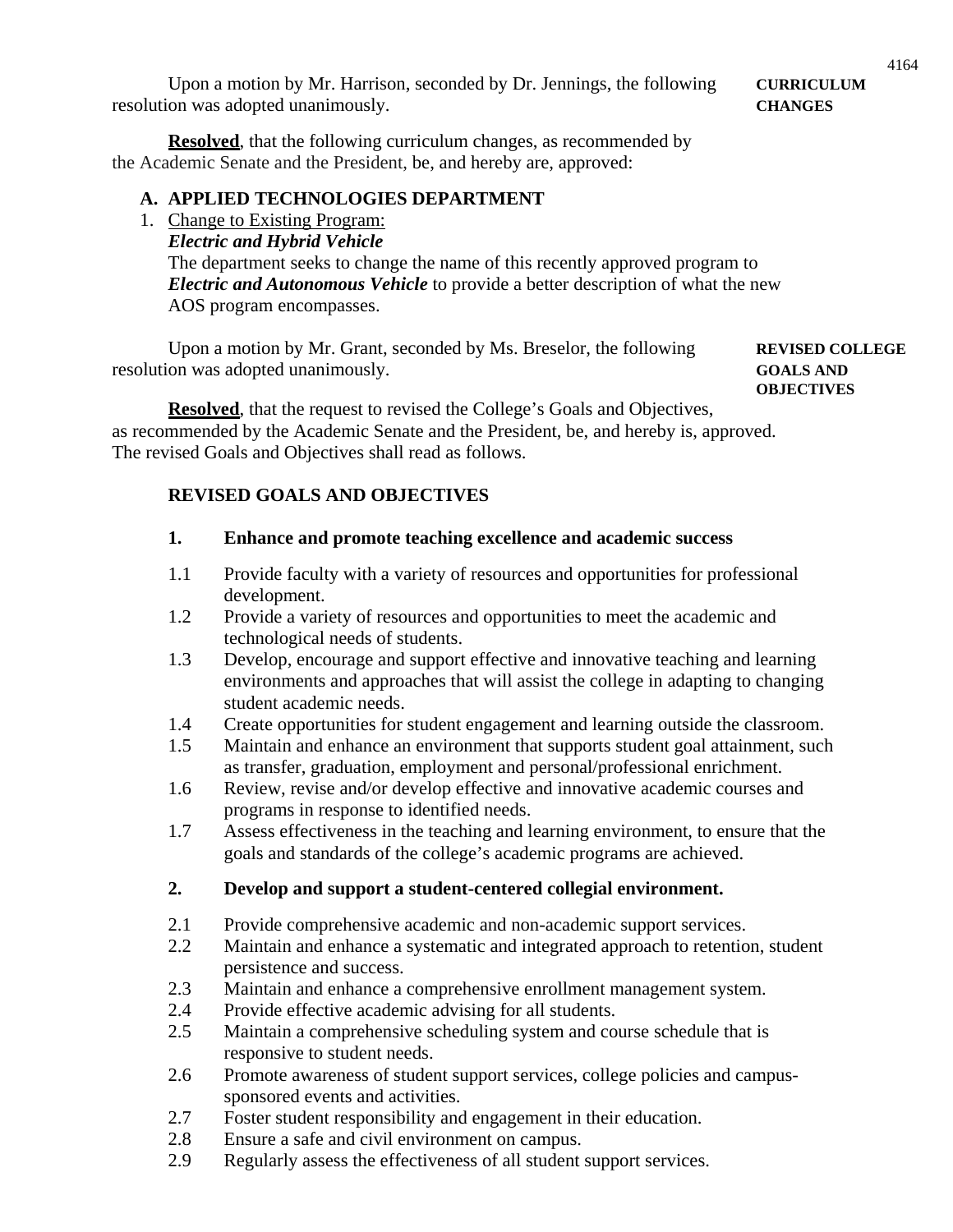Upon a motion by Mr. Harrison, seconded by Dr. Jennings, the following resolution was adopted unanimously.

**CURRICULUM CHANGES**

**Resolved**, that the following curriculum changes, as recommended by the Academic Senate and the President, be, and hereby are, approved:

**A. APPLIED TECHNOLOGIES DEPARTMENT**

1. Change to Existing Program:
   ***Electric and Hybrid Vehicle***
   The department seeks to change the name of this recently approved program to ***Electric and Autonomous Vehicle*** to provide a better description of what the new AOS program encompasses.

Upon a motion by Mr. Grant, seconded by Ms. Breselor, the following resolution was adopted unanimously.

**REVISED COLLEGE GOALS AND OBJECTIVES**

**Resolved**, that the request to revised the College's Goals and Objectives, as recommended by the Academic Senate and the President, be, and hereby is, approved. The revised Goals and Objectives shall read as follows.

**REVISED GOALS AND OBJECTIVES**

**1. Enhance and promote teaching excellence and academic success**

1.1 Provide faculty with a variety of resources and opportunities for professional development.
1.2 Provide a variety of resources and opportunities to meet the academic and technological needs of students.
1.3 Develop, encourage and support effective and innovative teaching and learning environments and approaches that will assist the college in adapting to changing student academic needs.
1.4 Create opportunities for student engagement and learning outside the classroom.
1.5 Maintain and enhance an environment that supports student goal attainment, such as transfer, graduation, employment and personal/professional enrichment.
1.6 Review, revise and/or develop effective and innovative academic courses and programs in response to identified needs.
1.7 Assess effectiveness in the teaching and learning environment, to ensure that the goals and standards of the college's academic programs are achieved.

**2. Develop and support a student-centered collegial environment.**

2.1 Provide comprehensive academic and non-academic support services.
2.2 Maintain and enhance a systematic and integrated approach to retention, student persistence and success.
2.3 Maintain and enhance a comprehensive enrollment management system.
2.4 Provide effective academic advising for all students.
2.5 Maintain a comprehensive scheduling system and course schedule that is responsive to student needs.
2.6 Promote awareness of student support services, college policies and campus-sponsored events and activities.
2.7 Foster student responsibility and engagement in their education.
2.8 Ensure a safe and civil environment on campus.
2.9 Regularly assess the effectiveness of all student support services.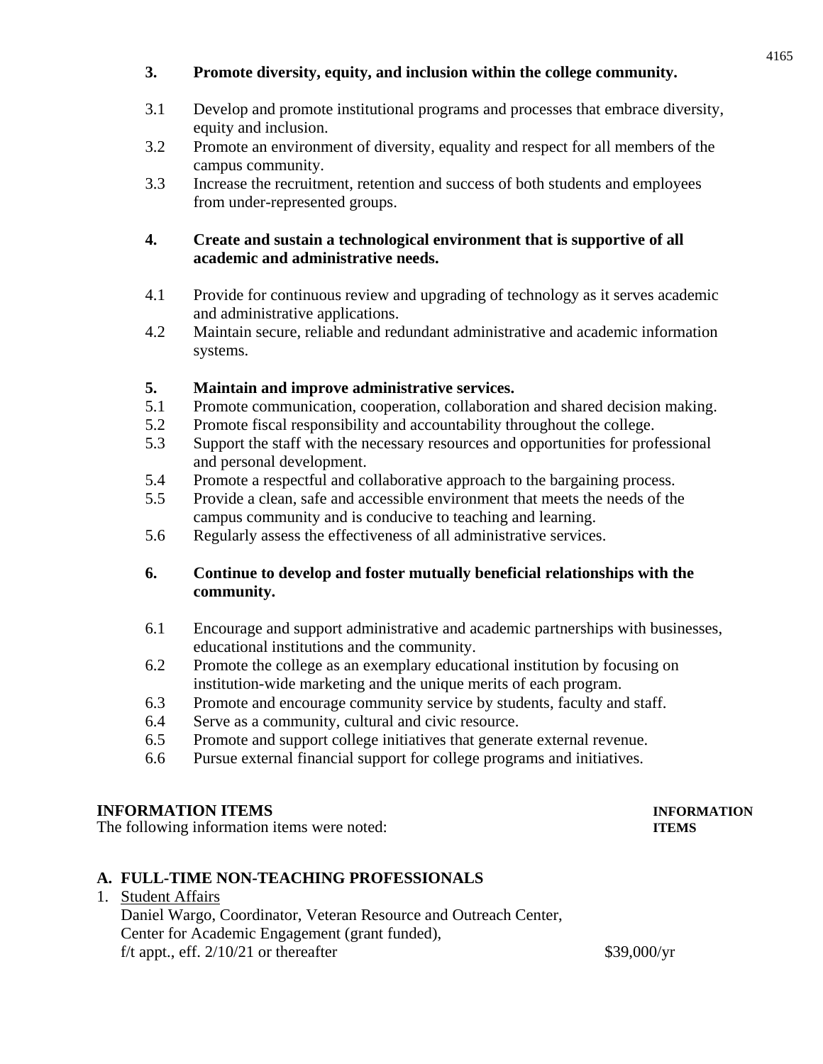**3. Promote diversity, equity, and inclusion within the college community.**

3.1 Develop and promote institutional programs and processes that embrace diversity, equity and inclusion.
3.2 Promote an environment of diversity, equality and respect for all members of the campus community.
3.3 Increase the recruitment, retention and success of both students and employees from under-represented groups.

**4. Create and sustain a technological environment that is supportive of all academic and administrative needs.**

4.1 Provide for continuous review and upgrading of technology as it serves academic and administrative applications.
4.2 Maintain secure, reliable and redundant administrative and academic information systems.

**5. Maintain and improve administrative services.**
5.1 Promote communication, cooperation, collaboration and shared decision making.
5.2 Promote fiscal responsibility and accountability throughout the college.
5.3 Support the staff with the necessary resources and opportunities for professional and personal development.
5.4 Promote a respectful and collaborative approach to the bargaining process.
5.5 Provide a clean, safe and accessible environment that meets the needs of the campus community and is conducive to teaching and learning.
5.6 Regularly assess the effectiveness of all administrative services.

**6. Continue to develop and foster mutually beneficial relationships with the community.**

6.1 Encourage and support administrative and academic partnerships with businesses, educational institutions and the community.
6.2 Promote the college as an exemplary educational institution by focusing on institution-wide marketing and the unique merits of each program.
6.3 Promote and encourage community service by students, faculty and staff.
6.4 Serve as a community, cultural and civic resource.
6.5 Promote and support college initiatives that generate external revenue.
6.6 Pursue external financial support for college programs and initiatives.

**INFORMATION ITEMS** **INFORMATION ITEMS**

The following information items were noted:

**A. FULL-TIME NON-TEACHING PROFESSIONALS**

1. Student Affairs
   Daniel Wargo, Coordinator, Veteran Resource and Outreach Center, Center for Academic Engagement (grant funded), f/t appt., eff. 2/10/21 or thereafter $39,000/yr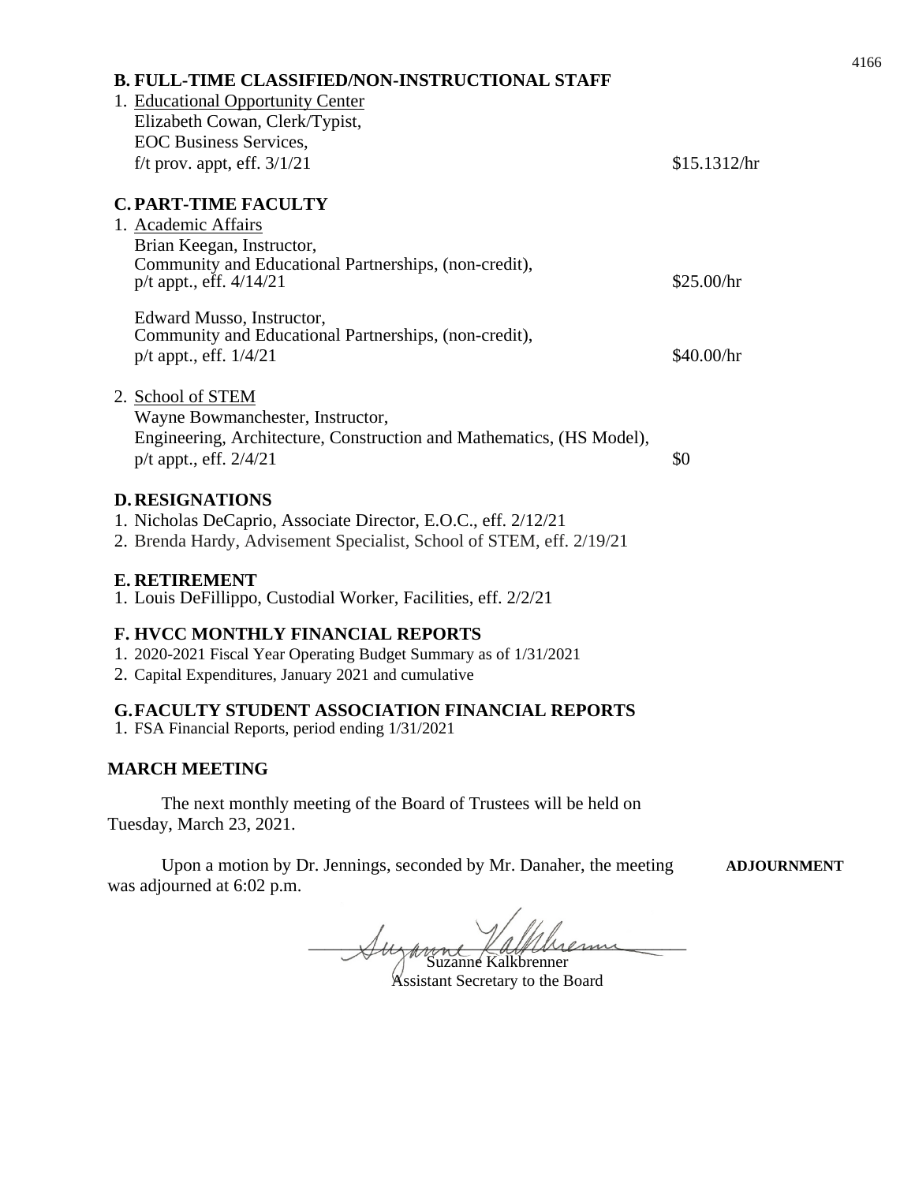### B. FULL-TIME CLASSIFIED/NON-INSTRUCTIONAL STAFF

1. Educational Opportunity Center
   Elizabeth Cowan, Clerk/Typist,
   EOC Business Services,
   f/t prov. appt, eff. 3/1/21 — $15.1312/hr

### C. PART-TIME FACULTY

1. Academic Affairs
   Brian Keegan, Instructor,
   Community and Educational Partnerships, (non-credit),
   p/t appt., eff. 4/14/21 — $25.00/hr

   Edward Musso, Instructor,
   Community and Educational Partnerships, (non-credit),
   p/t appt., eff. 1/4/21 — $40.00/hr

2. School of STEM
   Wayne Bowmanchester, Instructor,
   Engineering, Architecture, Construction and Mathematics, (HS Model),
   p/t appt., eff. 2/4/21 — $0

### D. RESIGNATIONS

1. Nicholas DeCaprio, Associate Director, E.O.C., eff. 2/12/21
2. Brenda Hardy, Advisement Specialist, School of STEM, eff. 2/19/21

### E. RETIREMENT

1. Louis DeFillippo, Custodial Worker, Facilities, eff. 2/2/21

### F. HVCC MONTHLY FINANCIAL REPORTS

1. 2020-2021 Fiscal Year Operating Budget Summary as of 1/31/2021
2. Capital Expenditures, January 2021 and cumulative

### G. FACULTY STUDENT ASSOCIATION FINANCIAL REPORTS

1. FSA Financial Reports, period ending 1/31/2021

## MARCH MEETING

The next monthly meeting of the Board of Trustees will be held on Tuesday, March 23, 2021.

**ADJOURNMENT**

Upon a motion by Dr. Jennings, seconded by Mr. Danaher, the meeting was adjourned at 6:02 p.m.

Suzanne Kalkbrenner
Assistant Secretary to the Board